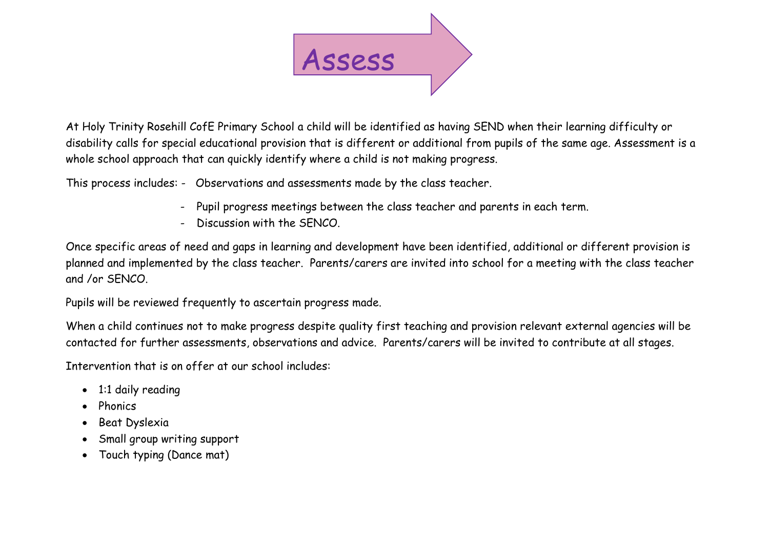# Assess

At Holy Trinity Rosehill CofE Primary School a child will be identified as having SEND when their learning difficulty or disability calls for special educational provision that is different or additional from pupils of the same age. Assessment is a whole school approach that can quickly identify where a child is not making progress.

This process includes:
- Observations and assessments made by the class teacher.
- Pupil progress meetings between the class teacher and parents in each term.
- Discussion with the SENCO.

Once specific areas of need and gaps in learning and development have been identified, additional or different provision is planned and implemented by the class teacher. Parents/carers are invited into school for a meeting with the class teacher and /or SENCO.

Pupils will be reviewed frequently to ascertain progress made.

When a child continues not to make progress despite quality first teaching and provision relevant external agencies will be contacted for further assessments, observations and advice. Parents/carers will be invited to contribute at all stages.

Intervention that is on offer at our school includes:

- 1:1 daily reading
- Phonics
- Beat Dyslexia
- Small group writing support
- Touch typing (Dance mat)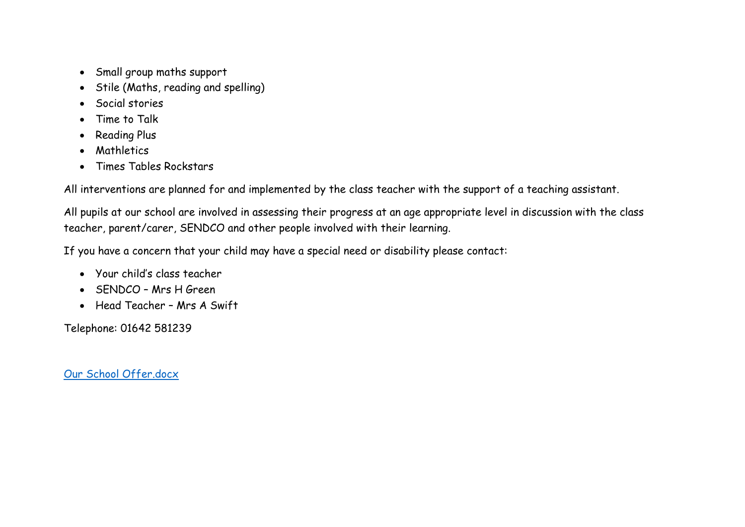- Small group maths support
- Stile (Maths, reading and spelling)
- Social stories
- Time to Talk
- Reading Plus
- Mathletics
- Times Tables Rockstars

All interventions are planned for and implemented by the class teacher with the support of a teaching assistant.

All pupils at our school are involved in assessing their progress at an age appropriate level in discussion with the class teacher, parent/carer, SENDCO and other people involved with their learning.

If you have a concern that your child may have a special need or disability please contact:

- Your child's class teacher
- SENDCO – Mrs H Green
- Head Teacher – Mrs A Swift

Telephone: 01642 581239

Our School Offer.docx